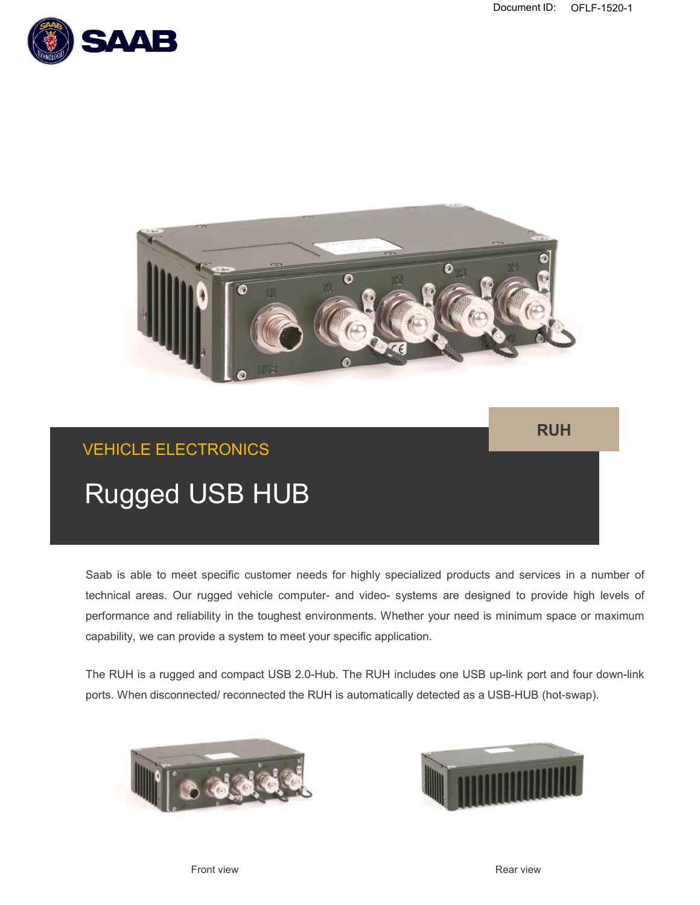Document ID: OFLF-1520-1

RUH

VEHICLE ELECTRONICS

# Rugged USB HUB

Saab is able to meet specific customer needs for highly specialized products and services in a number of technical areas. Our rugged vehicle computer- and video- systems are designed to provide high levels of performance and reliability in the toughest environments. Whether your need is minimum space or maximum capability, we can provide a system to meet your specific application.

The RUH is a rugged and compact USB 2.0-Hub. The RUH includes one USB up-link port and four down-link ports. When disconnected/ reconnected the RUH is automatically detected as a USB-HUB (hot-swap).

Front view

Rear view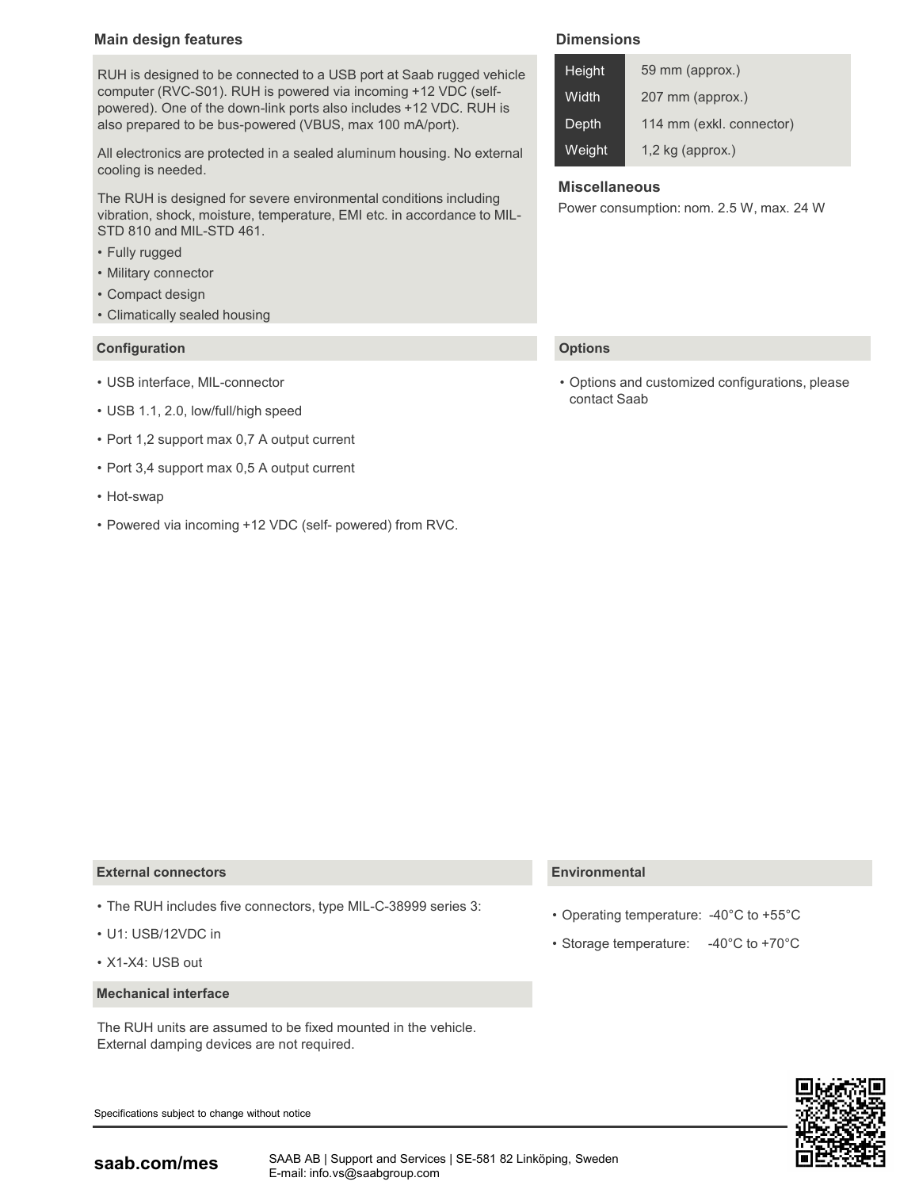## Main design features

RUH is designed to be connected to a USB port at Saab rugged vehicle computer (RVC-S01). RUH is powered via incoming +12 VDC (self-powered). One of the down-link ports also includes +12 VDC. RUH is also prepared to be bus-powered (VBUS, max 100 mA/port).

All electronics are protected in a sealed aluminum housing. No external cooling is needed.

The RUH is designed for severe environmental conditions including vibration, shock, moisture, temperature, EMI etc. in accordance to MIL-STD 810 and MIL-STD 461.

- Fully rugged
- Military connector
- Compact design
- Climatically sealed housing

## Dimensions

| | |
|---|---|
| Height | 59 mm (approx.) |
| Width | 207 mm (approx.) |
| Depth | 114 mm (exkl. connector) |
| Weight | 1,2 kg (approx.) |

### Miscellaneous

Power consumption: nom. 2.5 W, max. 24 W

## Configuration

- USB interface, MIL-connector
- USB 1.1, 2.0, low/full/high speed
- Port 1,2 support max 0,7 A output current
- Port 3,4 support max 0,5 A output current
- Hot-swap
- Powered via incoming +12 VDC (self- powered) from RVC.

## Options

- Options and customized configurations, please contact Saab

## External connectors

- The RUH includes five connectors, type MIL-C-38999 series 3:
- U1: USB/12VDC in
- X1-X4: USB out

## Mechanical interface

The RUH units are assumed to be fixed mounted in the vehicle. External damping devices are not required.

## Environmental

- Operating temperature: -40°C to +55°C
- Storage temperature: -40°C to +70°C

Specifications subject to change without notice

**saab.com/mes**

SAAB AB | Support and Services | SE-581 82 Linköping, Sweden
E-mail: info.vs@saabgroup.com